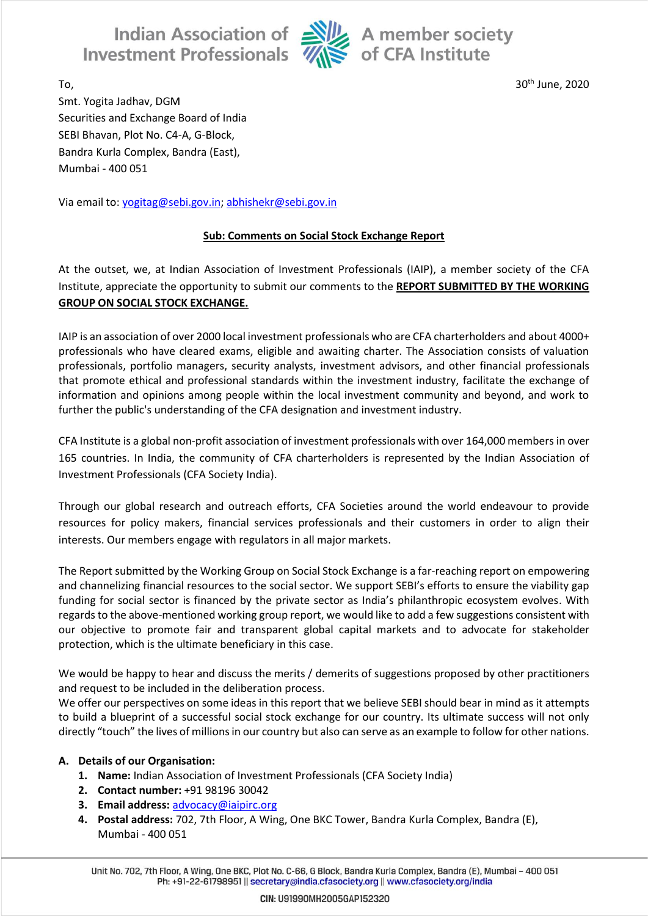Indian Association of Investment Professionals — A member society of CFA Institute

To,

Smt. Yogita Jadhav, DGM
Securities and Exchange Board of India
SEBI Bhavan, Plot No. C4-A, G-Block,
Bandra Kurla Complex, Bandra (East),
Mumbai - 400 051

30th June, 2020

Via email to: yogitag@sebi.gov.in; abhishekr@sebi.gov.in

**Sub: Comments on Social Stock Exchange Report**

At the outset, we, at Indian Association of Investment Professionals (IAIP), a member society of the CFA Institute, appreciate the opportunity to submit our comments to the **REPORT SUBMITTED BY THE WORKING GROUP ON SOCIAL STOCK EXCHANGE.**

IAIP is an association of over 2000 local investment professionals who are CFA charterholders and about 4000+ professionals who have cleared exams, eligible and awaiting charter. The Association consists of valuation professionals, portfolio managers, security analysts, investment advisors, and other financial professionals that promote ethical and professional standards within the investment industry, facilitate the exchange of information and opinions among people within the local investment community and beyond, and work to further the public's understanding of the CFA designation and investment industry.

CFA Institute is a global non-profit association of investment professionals with over 164,000 members in over 165 countries. In India, the community of CFA charterholders is represented by the Indian Association of Investment Professionals (CFA Society India).

Through our global research and outreach efforts, CFA Societies around the world endeavour to provide resources for policy makers, financial services professionals and their customers in order to align their interests. Our members engage with regulators in all major markets.

The Report submitted by the Working Group on Social Stock Exchange is a far-reaching report on empowering and channelizing financial resources to the social sector. We support SEBI's efforts to ensure the viability gap funding for social sector is financed by the private sector as India's philanthropic ecosystem evolves. With regards to the above-mentioned working group report, we would like to add a few suggestions consistent with our objective to promote fair and transparent global capital markets and to advocate for stakeholder protection, which is the ultimate beneficiary in this case.

We would be happy to hear and discuss the merits / demerits of suggestions proposed by other practitioners and request to be included in the deliberation process.
We offer our perspectives on some ideas in this report that we believe SEBI should bear in mind as it attempts to build a blueprint of a successful social stock exchange for our country. Its ultimate success will not only directly "touch" the lives of millions in our country but also can serve as an example to follow for other nations.

**A. Details of our Organisation:**

1. **Name:** Indian Association of Investment Professionals (CFA Society India)
2. **Contact number:** +91 98196 30042
3. **Email address:** advocacy@iaipirc.org
4. **Postal address:** 702, 7th Floor, A Wing, One BKC Tower, Bandra Kurla Complex, Bandra (E), Mumbai - 400 051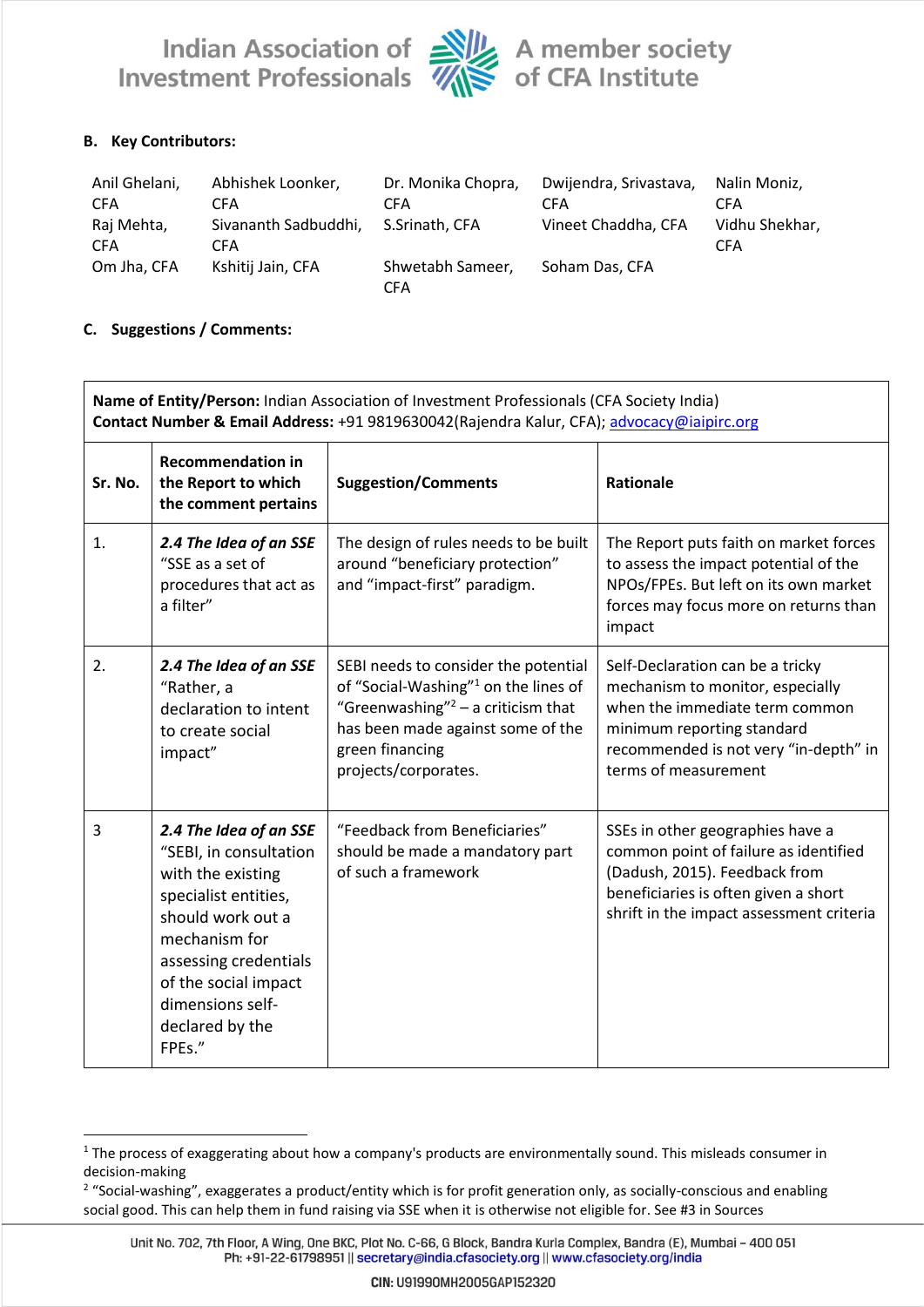## B. Key Contributors:

| | | | | |
|---|---|---|---|---|
| Anil Ghelani, CFA | Abhishek Loonker, CFA | Dr. Monika Chopra, CFA | Dwijendra, Srivastava, CFA | Nalin Moniz, CFA |
| Raj Mehta, CFA | Sivananth Sadbuddhi, CFA | S.Srinath, CFA | Vineet Chaddha, CFA | Vidhu Shekhar, CFA |
| Om Jha, CFA | Kshitij Jain, CFA | Shwetabh Sameer, CFA | Soham Das, CFA | |

## C. Suggestions / Comments:

**Name of Entity/Person:** Indian Association of Investment Professionals (CFA Society India)
**Contact Number & Email Address:** +91 9819630042(Rajendra Kalur, CFA); advocacy@iaipirc.org

| Sr. No. | Recommendation in the Report to which the comment pertains | Suggestion/Comments | Rationale |
|---|---|---|---|
| 1. | ***2.4 The Idea of an SSE*** "SSE as a set of procedures that act as a filter" | The design of rules needs to be built around "beneficiary protection" and "impact-first" paradigm. | The Report puts faith on market forces to assess the impact potential of the NPOs/FPEs. But left on its own market forces may focus more on returns than impact |
| 2. | ***2.4 The Idea of an SSE*** "Rather, a declaration to intent to create social impact" | SEBI needs to consider the potential of "Social-Washing"[1] on the lines of "Greenwashing"[2] – a criticism that has been made against some of the green financing projects/corporates. | Self-Declaration can be a tricky mechanism to monitor, especially when the immediate term common minimum reporting standard recommended is not very "in-depth" in terms of measurement |
| 3 | ***2.4 The Idea of an SSE*** "SEBI, in consultation with the existing specialist entities, should work out a mechanism for assessing credentials of the social impact dimensions self-declared by the FPEs." | "Feedback from Beneficiaries" should be made a mandatory part of such a framework | SSEs in other geographies have a common point of failure as identified (Dadush, 2015). Feedback from beneficiaries is often given a short shrift in the impact assessment criteria |

[1] The process of exaggerating about how a company's products are environmentally sound. This misleads consumer in decision-making

[2] "Social-washing", exaggerates a product/entity which is for profit generation only, as socially-conscious and enabling social good. This can help them in fund raising via SSE when it is otherwise not eligible for. See #3 in Sources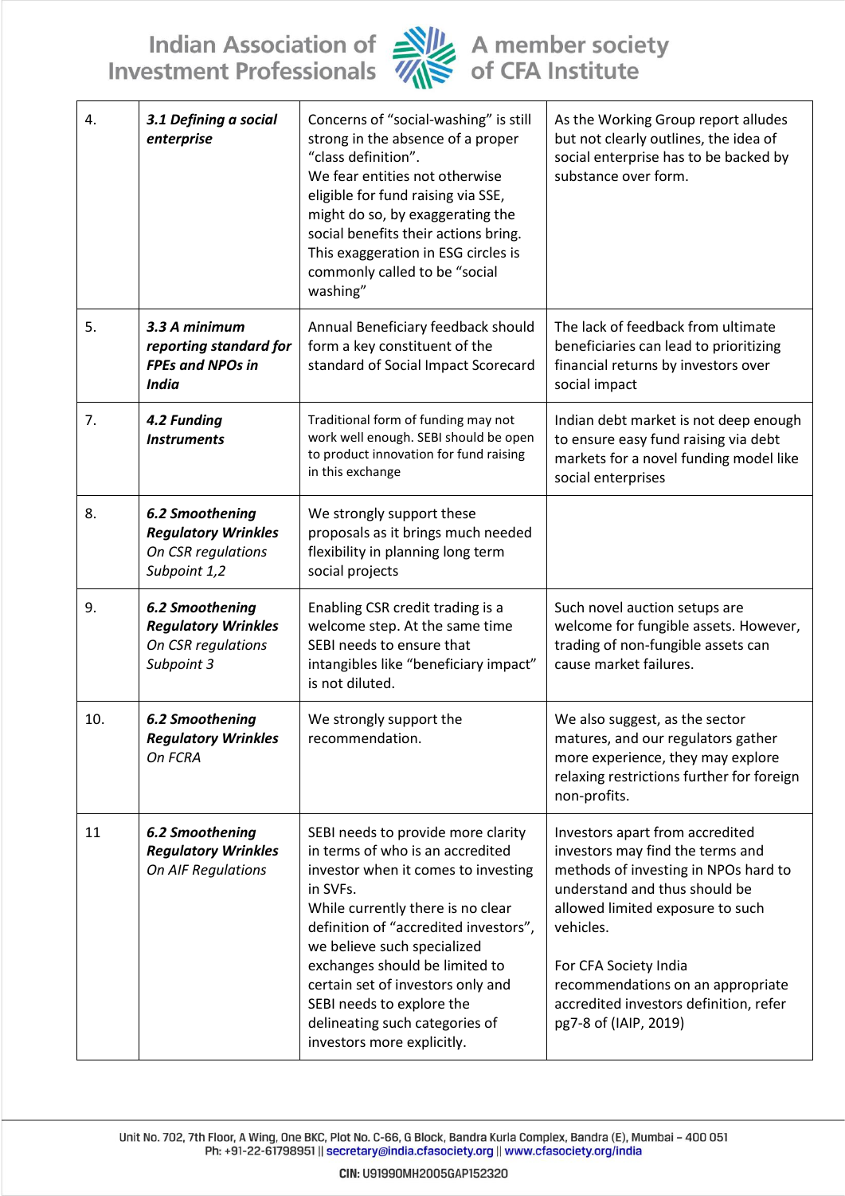| 4. | ***3.1 Defining a social enterprise*** | Concerns of "social-washing" is still strong in the absence of a proper "class definition".<br>We fear entities not otherwise eligible for fund raising via SSE, might do so, by exaggerating the social benefits their actions bring. This exaggeration in ESG circles is commonly called to be "social washing" | As the Working Group report alludes but not clearly outlines, the idea of social enterprise has to be backed by substance over form. |
|---|---|---|---|
| 5. | ***3.3 A minimum reporting standard for FPEs and NPOs in India*** | Annual Beneficiary feedback should form a key constituent of the standard of Social Impact Scorecard | The lack of feedback from ultimate beneficiaries can lead to prioritizing financial returns by investors over social impact |
| 7. | ***4.2 Funding Instruments*** | Traditional form of funding may not work well enough. SEBI should be open to product innovation for fund raising in this exchange | Indian debt market is not deep enough to ensure easy fund raising via debt markets for a novel funding model like social enterprises |
| 8. | ***6.2 Smoothening Regulatory Wrinkles***<br>*On CSR regulations Subpoint 1,2* | We strongly support these proposals as it brings much needed flexibility in planning long term social projects | |
| 9. | ***6.2 Smoothening Regulatory Wrinkles***<br>*On CSR regulations Subpoint 3* | Enabling CSR credit trading is a welcome step. At the same time SEBI needs to ensure that intangibles like "beneficiary impact" is not diluted. | Such novel auction setups are welcome for fungible assets. However, trading of non-fungible assets can cause market failures. |
| 10. | ***6.2 Smoothening Regulatory Wrinkles***<br>*On FCRA* | We strongly support the recommendation. | We also suggest, as the sector matures, and our regulators gather more experience, they may explore relaxing restrictions further for foreign non-profits. |
| 11 | ***6.2 Smoothening Regulatory Wrinkles***<br>*On AIF Regulations* | SEBI needs to provide more clarity in terms of who is an accredited investor when it comes to investing in SVFs.<br>While currently there is no clear definition of "accredited investors", we believe such specialized exchanges should be limited to certain set of investors only and SEBI needs to explore the delineating such categories of investors more explicitly. | Investors apart from accredited investors may find the terms and methods of investing in NPOs hard to understand and thus should be allowed limited exposure to such vehicles.<br><br>For CFA Society India recommendations on an appropriate accredited investors definition, refer pg7-8 of (IAIP, 2019) |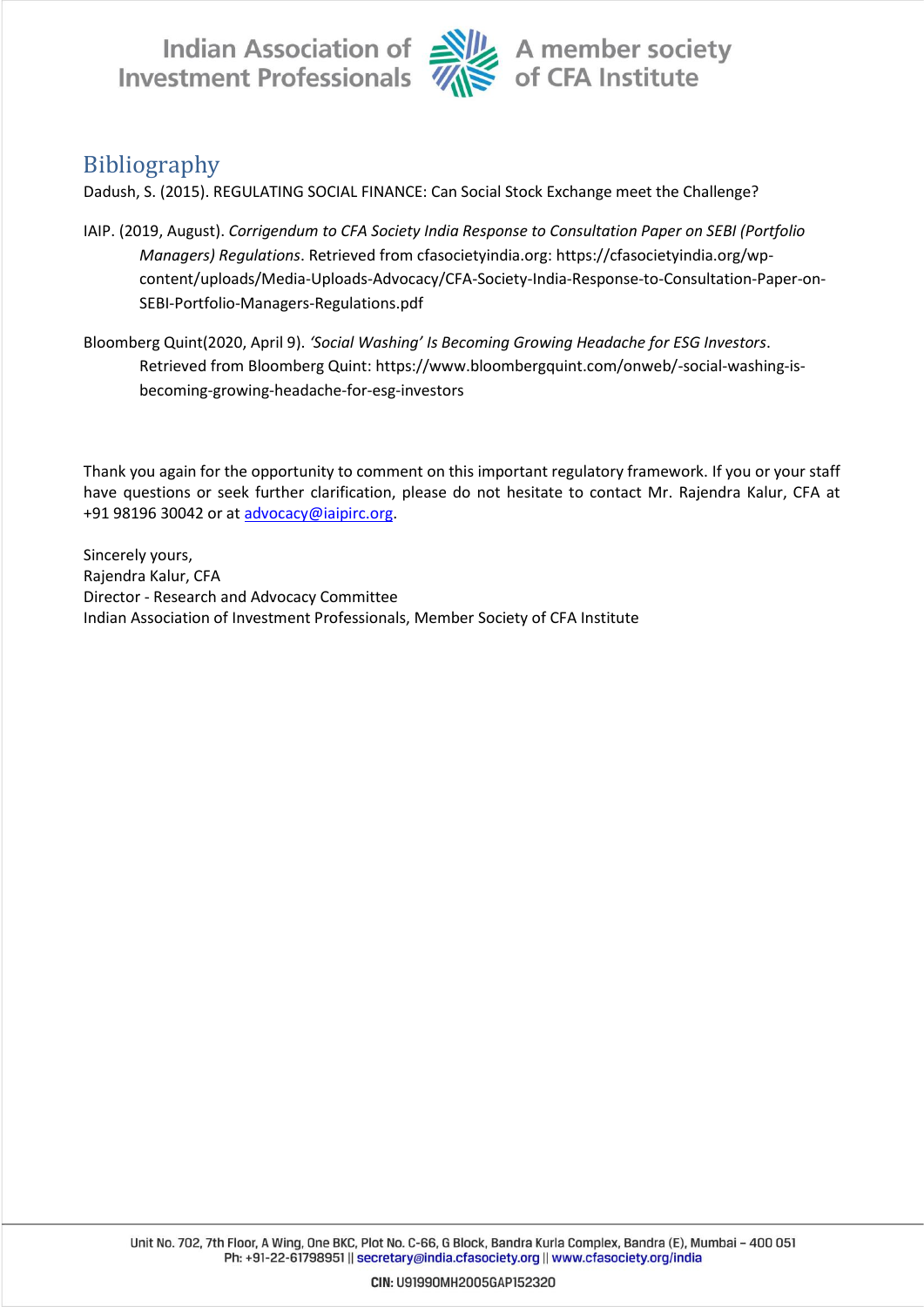## Bibliography

Dadush, S. (2015). REGULATING SOCIAL FINANCE: Can Social Stock Exchange meet the Challenge?

IAIP. (2019, August). *Corrigendum to CFA Society India Response to Consultation Paper on SEBI (Portfolio Managers) Regulations*. Retrieved from cfasocietyindia.org: https://cfasocietyindia.org/wp-content/uploads/Media-Uploads-Advocacy/CFA-Society-India-Response-to-Consultation-Paper-on-SEBI-Portfolio-Managers-Regulations.pdf

Bloomberg Quint(2020, April 9). *'Social Washing' Is Becoming Growing Headache for ESG Investors*. Retrieved from Bloomberg Quint: https://www.bloombergquint.com/onweb/-social-washing-is-becoming-growing-headache-for-esg-investors

Thank you again for the opportunity to comment on this important regulatory framework. If you or your staff have questions or seek further clarification, please do not hesitate to contact Mr. Rajendra Kalur, CFA at +91 98196 30042 or at advocacy@iaipirc.org.

Sincerely yours,
Rajendra Kalur, CFA
Director - Research and Advocacy Committee
Indian Association of Investment Professionals, Member Society of CFA Institute